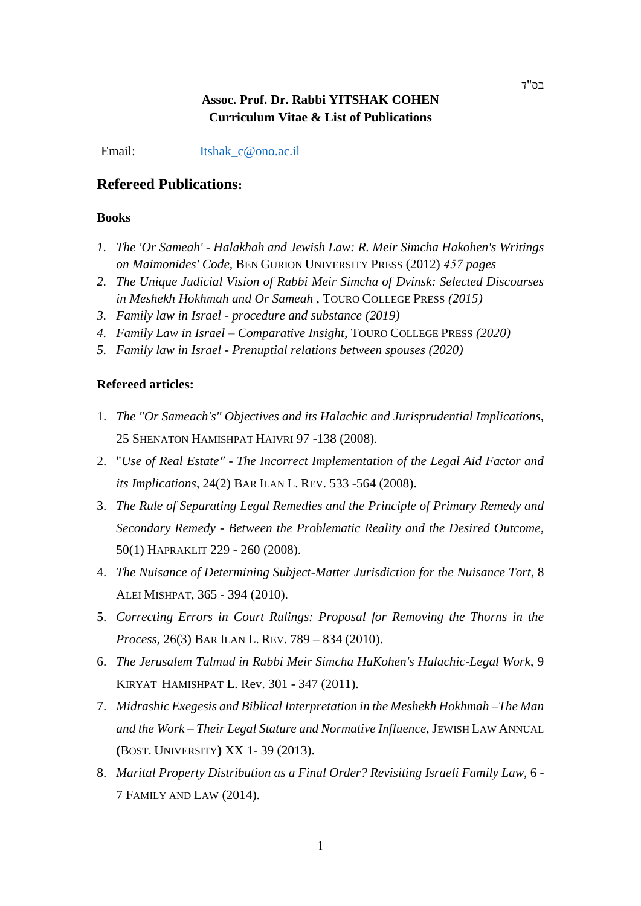בס"ד

**Assoc. Prof. Dr. Rabbi YITSHAK COHEN**
**Curriculum Vitae & List of Publications**

Email: Itshak_c@ono.ac.il

## Refereed Publications:

### Books

1. *The 'Or Sameah' - Halakhah and Jewish Law: R. Meir Simcha Hakohen's Writings on Maimonides' Code*, Ben Gurion University Press (2012) *457 pages*
2. *The Unique Judicial Vision of Rabbi Meir Simcha of Dvinsk: Selected Discourses in Meshekh Hokhmah and Or Sameah* , Touro College Press *(2015)*
3. *Family law in Israel - procedure and substance (2019)*
4. *Family Law in Israel – Comparative Insight*, Touro College Press *(2020)*
5. *Family law in Israel - Prenuptial relations between spouses (2020)*

### Refereed articles:

1. *The "Or Sameach's" Objectives and its Halachic and Jurisprudential Implications*, 25 Shenaton Hamishpat Haivri 97 -138 (2008).
2. "*Use of Real Estate" - The Incorrect Implementation of the Legal Aid Factor and its Implications*, 24(2) Bar Ilan L. Rev. 533 -564 (2008).
3. *The Rule of Separating Legal Remedies and the Principle of Primary Remedy and Secondary Remedy - Between the Problematic Reality and the Desired Outcome*, 50(1) Hapraklit 229 - 260 (2008).
4. *The Nuisance of Determining Subject-Matter Jurisdiction for the Nuisance Tort*, 8 Alei Mishpat, 365 - 394 (2010).
5. *Correcting Errors in Court Rulings: Proposal for Removing the Thorns in the Process*, 26(3) Bar Ilan L. Rev. 789 – 834 (2010).
6. *The Jerusalem Talmud in Rabbi Meir Simcha HaKohen's Halachic-Legal Work*, 9 Kiryat Hamishpat L. Rev. 301 - 347 (2011).
7. *Midrashic Exegesis and Biblical Interpretation in the Meshekh Hokhmah –The Man and the Work – Their Legal Stature and Normative Influence*, Jewish Law Annual **(**Bost. University**)** XX 1- 39 (2013).
8. *Marital Property Distribution as a Final Order? Revisiting Israeli Family Law*, 6 - 7 Family and Law (2014).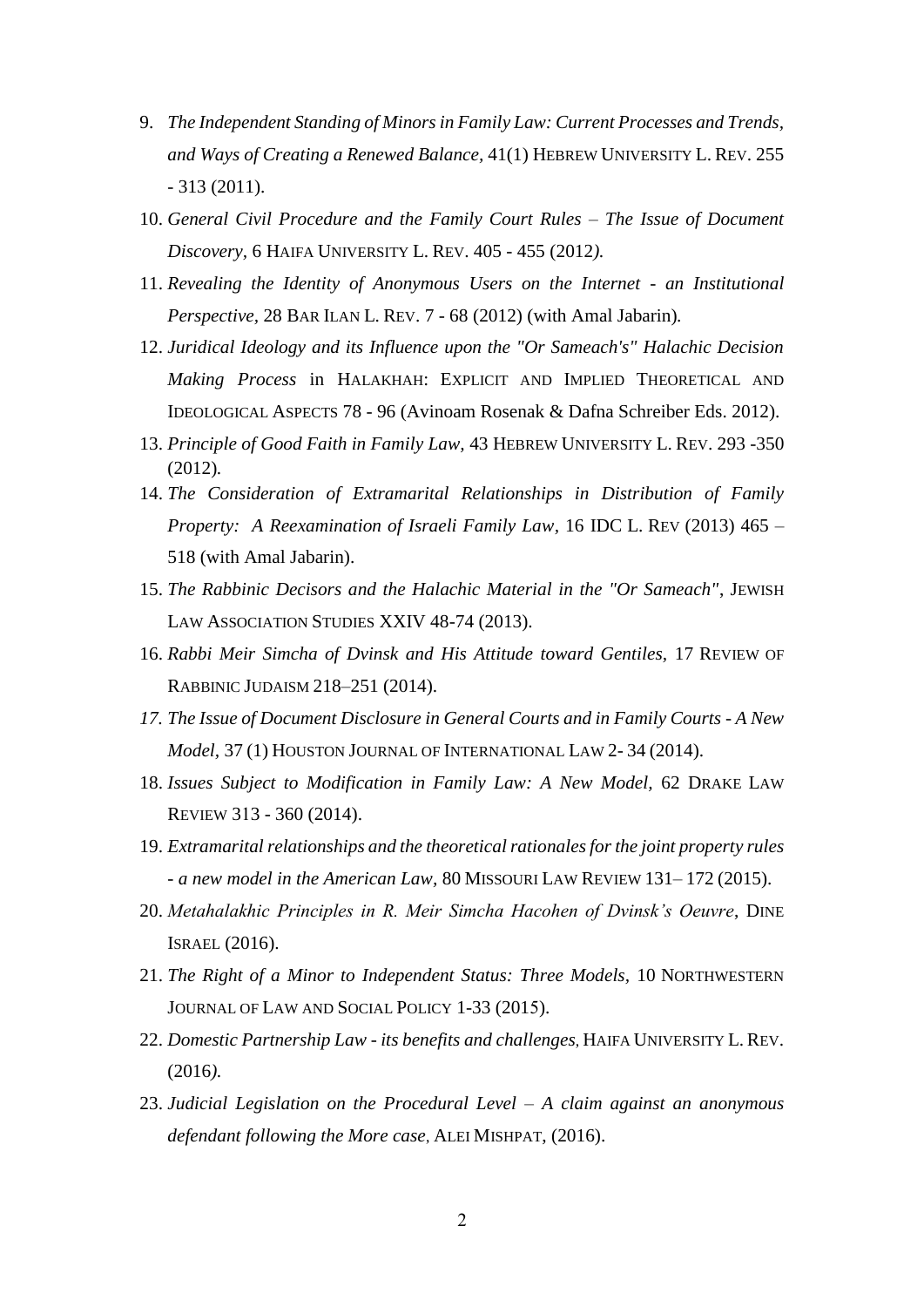9. *The Independent Standing of Minors in Family Law: Current Processes and Trends, and Ways of Creating a Renewed Balance*, 41(1) HEBREW UNIVERSITY L. REV. 255 - 313 (2011).
10. *General Civil Procedure and the Family Court Rules – The Issue of Document Discovery*, 6 HAIFA UNIVERSITY L. REV. 405 - 455 (2012).
11. *Revealing the Identity of Anonymous Users on the Internet - an Institutional Perspective*, 28 BAR ILAN L. REV. 7 - 68 (2012) (with Amal Jabarin).
12. *Juridical Ideology and its Influence upon the "Or Sameach's" Halachic Decision Making Process* in HALAKHAH: EXPLICIT AND IMPLIED THEORETICAL AND IDEOLOGICAL ASPECTS 78 - 96 (Avinoam Rosenak & Dafna Schreiber Eds. 2012).
13. *Principle of Good Faith in Family Law*, 43 HEBREW UNIVERSITY L. REV. 293 -350 (2012).
14. *The Consideration of Extramarital Relationships in Distribution of Family Property: A Reexamination of Israeli Family Law*, 16 IDC L. REV (2013) 465 – 518 (with Amal Jabarin).
15. *The Rabbinic Decisors and the Halachic Material in the "Or Sameach"*, JEWISH LAW ASSOCIATION STUDIES XXIV 48-74 (2013).
16. *Rabbi Meir Simcha of Dvinsk and His Attitude toward Gentiles*, 17 REVIEW OF RABBINIC JUDAISM 218–251 (2014).
17. *The Issue of Document Disclosure in General Courts and in Family Courts - A New Model*, 37 (1) HOUSTON JOURNAL OF INTERNATIONAL LAW 2- 34 (2014).
18. *Issues Subject to Modification in Family Law: A New Model*, 62 DRAKE LAW REVIEW 313 - 360 (2014).
19. *Extramarital relationships and the theoretical rationales for the joint property rules - a new model in the American Law*, 80 MISSOURI LAW REVIEW 131– 172 (2015).
20. *Metahalakhic Principles in R. Meir Simcha Hacohen of Dvinsk's Oeuvre*, DINE ISRAEL (2016).
21. *The Right of a Minor to Independent Status: Three Models*, 10 NORTHWESTERN JOURNAL OF LAW AND SOCIAL POLICY 1-33 (2015).
22. *Domestic Partnership Law - its benefits and challenges*, HAIFA UNIVERSITY L. REV. (2016).
23. *Judicial Legislation on the Procedural Level – A claim against an anonymous defendant following the More case*, ALEI MISHPAT, (2016).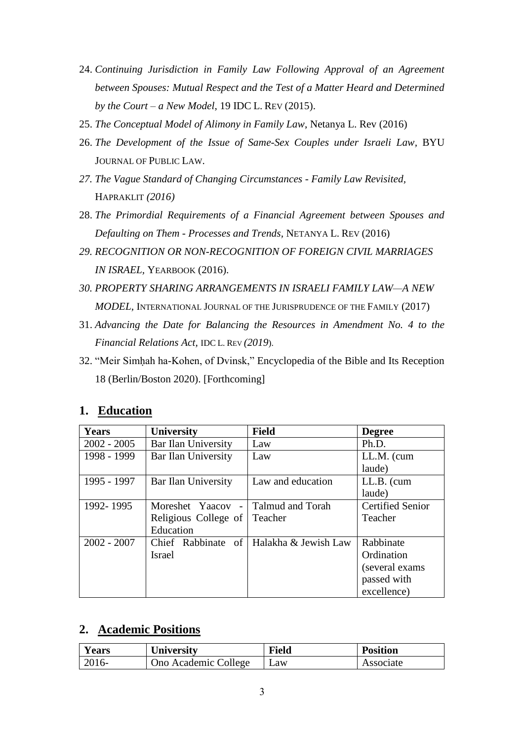24. *Continuing Jurisdiction in Family Law Following Approval of an Agreement between Spouses: Mutual Respect and the Test of a Matter Heard and Determined by the Court – a New Model*, 19 IDC L. REV (2015).
25. *The Conceptual Model of Alimony in Family Law*, Netanya L. Rev (2016)
26. *The Development of the Issue of Same-Sex Couples under Israeli Law*, BYU JOURNAL OF PUBLIC LAW.
27. *The Vague Standard of Changing Circumstances - Family Law Revisited,* HAPRAKLIT *(2016)*
28. *The Primordial Requirements of a Financial Agreement between Spouses and Defaulting on Them - Processes and Trends*, NETANYA L. REV (2016)
29. *RECOGNITION OR NON-RECOGNITION OF FOREIGN CIVIL MARRIAGES IN ISRAEL*, YEARBOOK (2016).
30. *PROPERTY SHARING ARRANGEMENTS IN ISRAELI FAMILY LAW—A NEW MODEL*, INTERNATIONAL JOURNAL OF THE JURISPRUDENCE OF THE FAMILY (2017)
31. *Advancing the Date for Balancing the Resources in Amendment No. 4 to the Financial Relations Act,* IDC L. REV *(2019*).
32. "Meir Simḥah ha-Kohen, of Dvinsk," Encyclopedia of the Bible and Its Reception 18 (Berlin/Boston 2020). [Forthcoming]

## 1. Education

| Years | University | Field | Degree |
|---|---|---|---|
| 2002 - 2005 | Bar Ilan University | Law | Ph.D. |
| 1998 - 1999 | Bar Ilan University | Law | LL.M. (cum laude) |
| 1995 - 1997 | Bar Ilan University | Law and education | LL.B. (cum laude) |
| 1992- 1995 | Moreshet Yaacov - Religious College of Education | Talmud and Torah Teacher | Certified Senior Teacher |
| 2002 - 2007 | Chief Rabbinate of Israel | Halakha & Jewish Law | Rabbinate Ordination (several exams passed with excellence) |

## 2. Academic Positions

| Years | University | Field | Position |
|---|---|---|---|
| 2016- | Ono Academic College | Law | Associate |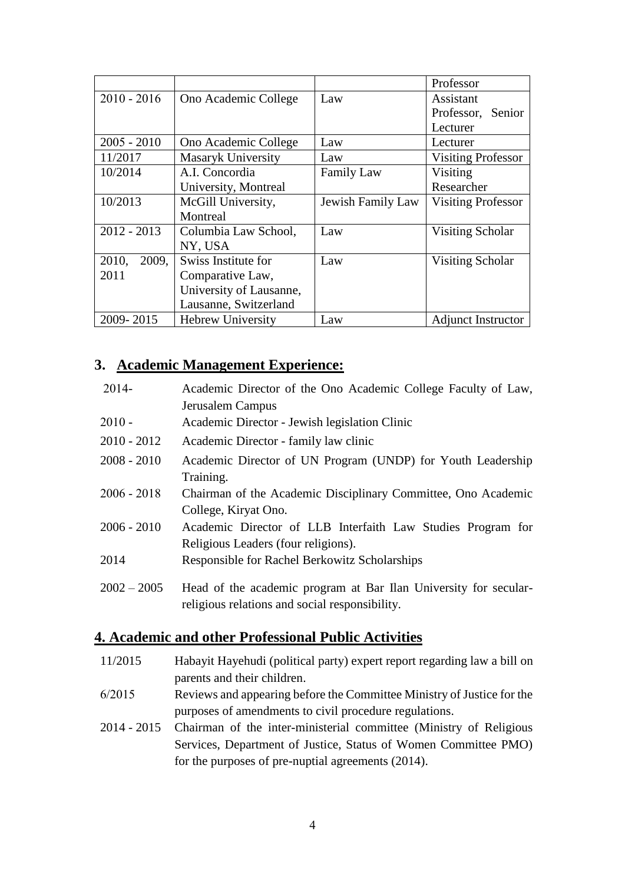|  |  |  | Professor |
|---|---|---|---|
| 2010 - 2016 | Ono Academic College | Law | Assistant Professor, Senior Lecturer |
| 2005 - 2010 | Ono Academic College | Law | Lecturer |
| 11/2017 | Masaryk University | Law | Visiting Professor |
| 10/2014 | A.I. Concordia University, Montreal | Family Law | Visiting Researcher |
| 10/2013 | McGill University, Montreal | Jewish Family Law | Visiting Professor |
| 2012 - 2013 | Columbia Law School, NY, USA | Law | Visiting Scholar |
| 2010, 2009, 2011 | Swiss Institute for Comparative Law, University of Lausanne, Lausanne, Switzerland | Law | Visiting Scholar |
| 2009- 2015 | Hebrew University | Law | Adjunct Instructor |

## 3. Academic Management Experience:

| | |
|---|---|
| 2014- | Academic Director of the Ono Academic College Faculty of Law, Jerusalem Campus |
| 2010 - | Academic Director - Jewish legislation Clinic |
| 2010 - 2012 | Academic Director - family law clinic |
| 2008 - 2010 | Academic Director of UN Program (UNDP) for Youth Leadership Training. |
| 2006 - 2018 | Chairman of the Academic Disciplinary Committee, Ono Academic College, Kiryat Ono. |
| 2006 - 2010 | Academic Director of LLB Interfaith Law Studies Program for Religious Leaders (four religions). |
| 2014 | Responsible for Rachel Berkowitz Scholarships |
| 2002 – 2005 | Head of the academic program at Bar Ilan University for secular-religious relations and social responsibility. |

## 4. Academic and other Professional Public Activities

| | |
|---|---|
| 11/2015 | Habayit Hayehudi (political party) expert report regarding law a bill on parents and their children. |
| 6/2015 | Reviews and appearing before the Committee Ministry of Justice for the purposes of amendments to civil procedure regulations. |
| 2014 - 2015 | Chairman of the inter-ministerial committee (Ministry of Religious Services, Department of Justice, Status of Women Committee PMO) for the purposes of pre-nuptial agreements (2014). |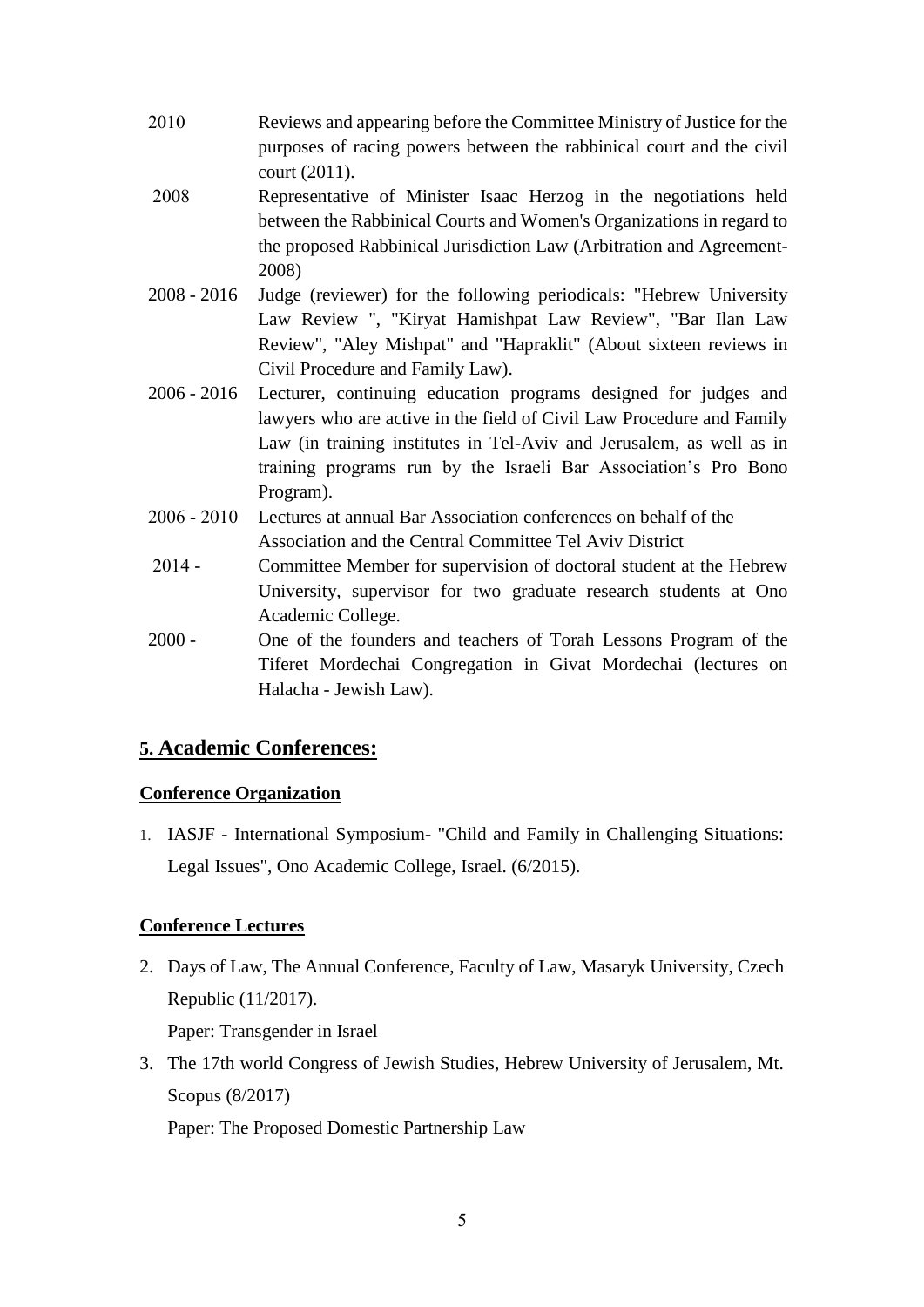| | |
|---|---|
| 2010 | Reviews and appearing before the Committee Ministry of Justice for the purposes of racing powers between the rabbinical court and the civil court (2011). |
| 2008 | Representative of Minister Isaac Herzog in the negotiations held between the Rabbinical Courts and Women's Organizations in regard to the proposed Rabbinical Jurisdiction Law (Arbitration and Agreement-2008) |
| 2008 - 2016 | Judge (reviewer) for the following periodicals: "Hebrew University Law Review ", "Kiryat Hamishpat Law Review", "Bar Ilan Law Review", "Aley Mishpat" and "Hapraklit" (About sixteen reviews in Civil Procedure and Family Law). |
| 2006 - 2016 | Lecturer, continuing education programs designed for judges and lawyers who are active in the field of Civil Law Procedure and Family Law (in training institutes in Tel-Aviv and Jerusalem, as well as in training programs run by the Israeli Bar Association's Pro Bono Program). |
| 2006 - 2010 | Lectures at annual Bar Association conferences on behalf of the Association and the Central Committee Tel Aviv District |
| 2014 - | Committee Member for supervision of doctoral student at the Hebrew University, supervisor for two graduate research students at Ono Academic College. |
| 2000 - | One of the founders and teachers of Torah Lessons Program of the Tiferet Mordechai Congregation in Givat Mordechai (lectures on Halacha - Jewish Law). |

## 5. Academic Conferences:

### Conference Organization

1. IASJF - International Symposium- "Child and Family in Challenging Situations: Legal Issues", Ono Academic College, Israel. (6/2015).

### Conference Lectures

2. Days of Law, The Annual Conference, Faculty of Law, Masaryk University, Czech Republic (11/2017).
   Paper: Transgender in Israel
3. The 17th world Congress of Jewish Studies, Hebrew University of Jerusalem, Mt. Scopus (8/2017)
   Paper: The Proposed Domestic Partnership Law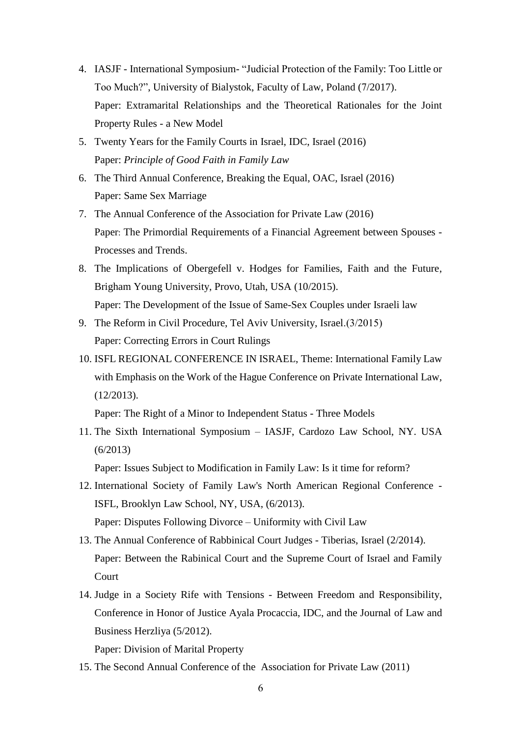4. IASJF - International Symposium- “Judicial Protection of the Family: Too Little or Too Much?”, University of Bialystok, Faculty of Law, Poland (7/2017).
   Paper: Extramarital Relationships and the Theoretical Rationales for the Joint Property Rules - a New Model
5. Twenty Years for the Family Courts in Israel, IDC, Israel (2016)
   Paper: *Principle of Good Faith in Family Law*
6. The Third Annual Conference, Breaking the Equal, OAC, Israel (2016)
   Paper: Same Sex Marriage
7. The Annual Conference of the Association for Private Law (2016)
   Paper: The Primordial Requirements of a Financial Agreement between Spouses - Processes and Trends.
8. The Implications of Obergefell v. Hodges for Families, Faith and the Future, Brigham Young University, Provo, Utah, USA (10/2015).
   Paper: The Development of the Issue of Same-Sex Couples under Israeli law
9. The Reform in Civil Procedure, Tel Aviv University, Israel.(3/2015)
   Paper: Correcting Errors in Court Rulings
10. ISFL REGIONAL CONFERENCE IN ISRAEL, Theme: International Family Law with Emphasis on the Work of the Hague Conference on Private International Law, (12/2013).
    Paper: The Right of a Minor to Independent Status - Three Models
11. The Sixth International Symposium – IASJF, Cardozo Law School, NY. USA (6/2013)
    Paper: Issues Subject to Modification in Family Law: Is it time for reform?
12. International Society of Family Law's North American Regional Conference - ISFL, Brooklyn Law School, NY, USA, (6/2013).
    Paper: Disputes Following Divorce – Uniformity with Civil Law
13. The Annual Conference of Rabbinical Court Judges - Tiberias, Israel (2/2014).
    Paper: Between the Rabinical Court and the Supreme Court of Israel and Family Court
14. Judge in a Society Rife with Tensions - Between Freedom and Responsibility, Conference in Honor of Justice Ayala Procaccia, IDC, and the Journal of Law and Business Herzliya (5/2012).
    Paper: Division of Marital Property
15. The Second Annual Conference of the Association for Private Law (2011)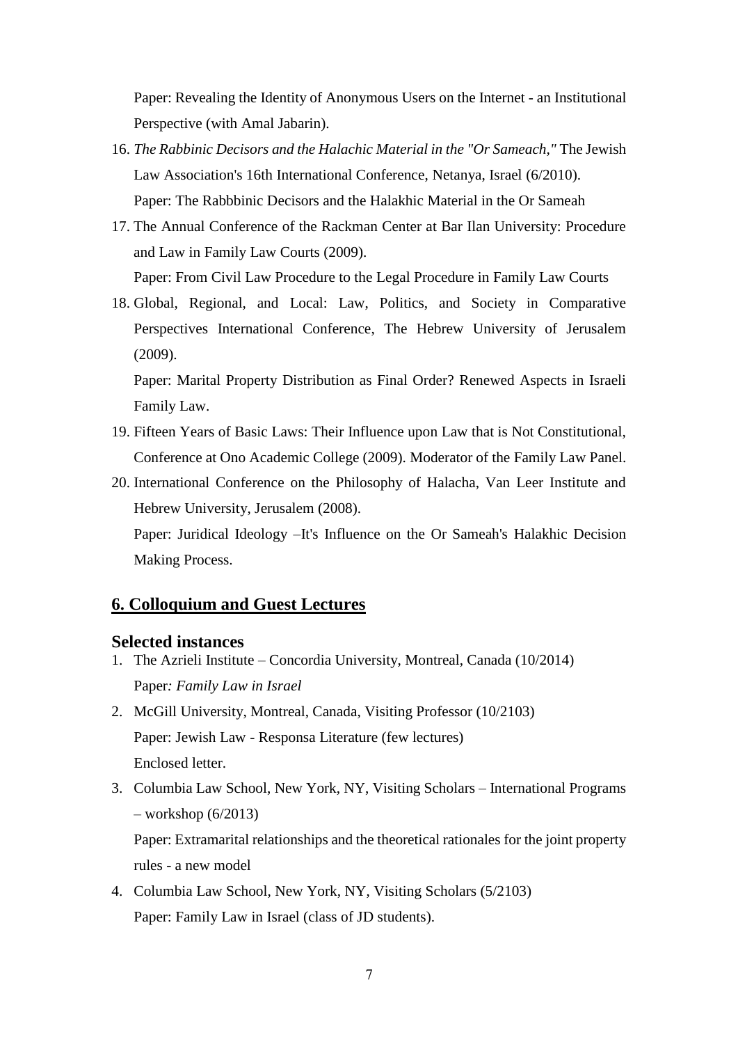Paper: Revealing the Identity of Anonymous Users on the Internet - an Institutional Perspective (with Amal Jabarin).

16. *The Rabbinic Decisors and the Halachic Material in the "Or Sameach,"* The Jewish Law Association's 16th International Conference, Netanya, Israel (6/2010).
    Paper: The Rabbbinic Decisors and the Halakhic Material in the Or Sameah
17. The Annual Conference of the Rackman Center at Bar Ilan University: Procedure and Law in Family Law Courts (2009).
    Paper: From Civil Law Procedure to the Legal Procedure in Family Law Courts
18. Global, Regional, and Local: Law, Politics, and Society in Comparative Perspectives International Conference, The Hebrew University of Jerusalem (2009).
    Paper: Marital Property Distribution as Final Order? Renewed Aspects in Israeli Family Law.
19. Fifteen Years of Basic Laws: Their Influence upon Law that is Not Constitutional, Conference at Ono Academic College (2009). Moderator of the Family Law Panel.
20. International Conference on the Philosophy of Halacha, Van Leer Institute and Hebrew University, Jerusalem (2008).
    Paper: Juridical Ideology –It's Influence on the Or Sameah's Halakhic Decision Making Process.

## 6. Colloquium and Guest Lectures

### Selected instances

1. The Azrieli Institute – Concordia University, Montreal, Canada (10/2014)
   Paper*: Family Law in Israel*
2. McGill University, Montreal, Canada, Visiting Professor (10/2103)
   Paper: Jewish Law - Responsa Literature (few lectures)
   Enclosed letter.
3. Columbia Law School, New York, NY, Visiting Scholars – International Programs – workshop (6/2013)
   Paper: Extramarital relationships and the theoretical rationales for the joint property rules - a new model
4. Columbia Law School, New York, NY, Visiting Scholars (5/2103)
   Paper: Family Law in Israel (class of JD students).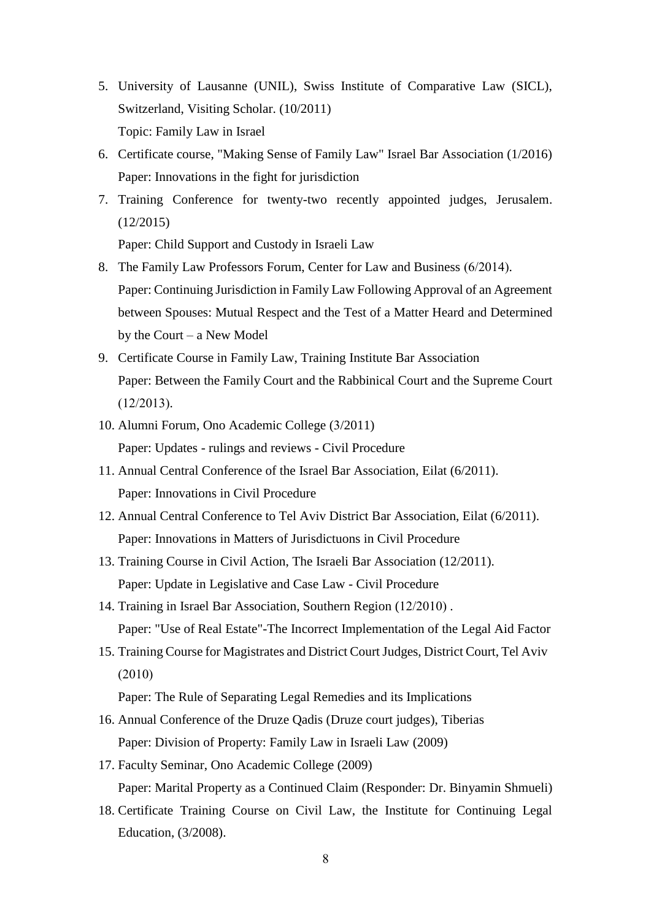5. University of Lausanne (UNIL), Swiss Institute of Comparative Law (SICL), Switzerland, Visiting Scholar. (10/2011)
   Topic: Family Law in Israel
6. Certificate course, "Making Sense of Family Law" Israel Bar Association (1/2016)
   Paper: Innovations in the fight for jurisdiction
7. Training Conference for twenty-two recently appointed judges, Jerusalem. (12/2015)
   Paper: Child Support and Custody in Israeli Law
8. The Family Law Professors Forum, Center for Law and Business (6/2014).
   Paper: Continuing Jurisdiction in Family Law Following Approval of an Agreement between Spouses: Mutual Respect and the Test of a Matter Heard and Determined by the Court – a New Model
9. Certificate Course in Family Law, Training Institute Bar Association
   Paper: Between the Family Court and the Rabbinical Court and the Supreme Court (12/2013).
10. Alumni Forum, Ono Academic College (3/2011)
    Paper: Updates - rulings and reviews - Civil Procedure
11. Annual Central Conference of the Israel Bar Association, Eilat (6/2011).
    Paper: Innovations in Civil Procedure
12. Annual Central Conference to Tel Aviv District Bar Association, Eilat (6/2011).
    Paper: Innovations in Matters of Jurisdictuons in Civil Procedure
13. Training Course in Civil Action, The Israeli Bar Association (12/2011).
    Paper: Update in Legislative and Case Law - Civil Procedure
14. Training in Israel Bar Association, Southern Region (12/2010) .
    Paper: "Use of Real Estate"-The Incorrect Implementation of the Legal Aid Factor
15. Training Course for Magistrates and District Court Judges, District Court, Tel Aviv (2010)
    Paper: The Rule of Separating Legal Remedies and its Implications
16. Annual Conference of the Druze Qadis (Druze court judges), Tiberias
    Paper: Division of Property: Family Law in Israeli Law (2009)
17. Faculty Seminar, Ono Academic College (2009)
    Paper: Marital Property as a Continued Claim (Responder: Dr. Binyamin Shmueli)
18. Certificate Training Course on Civil Law, the Institute for Continuing Legal Education, (3/2008).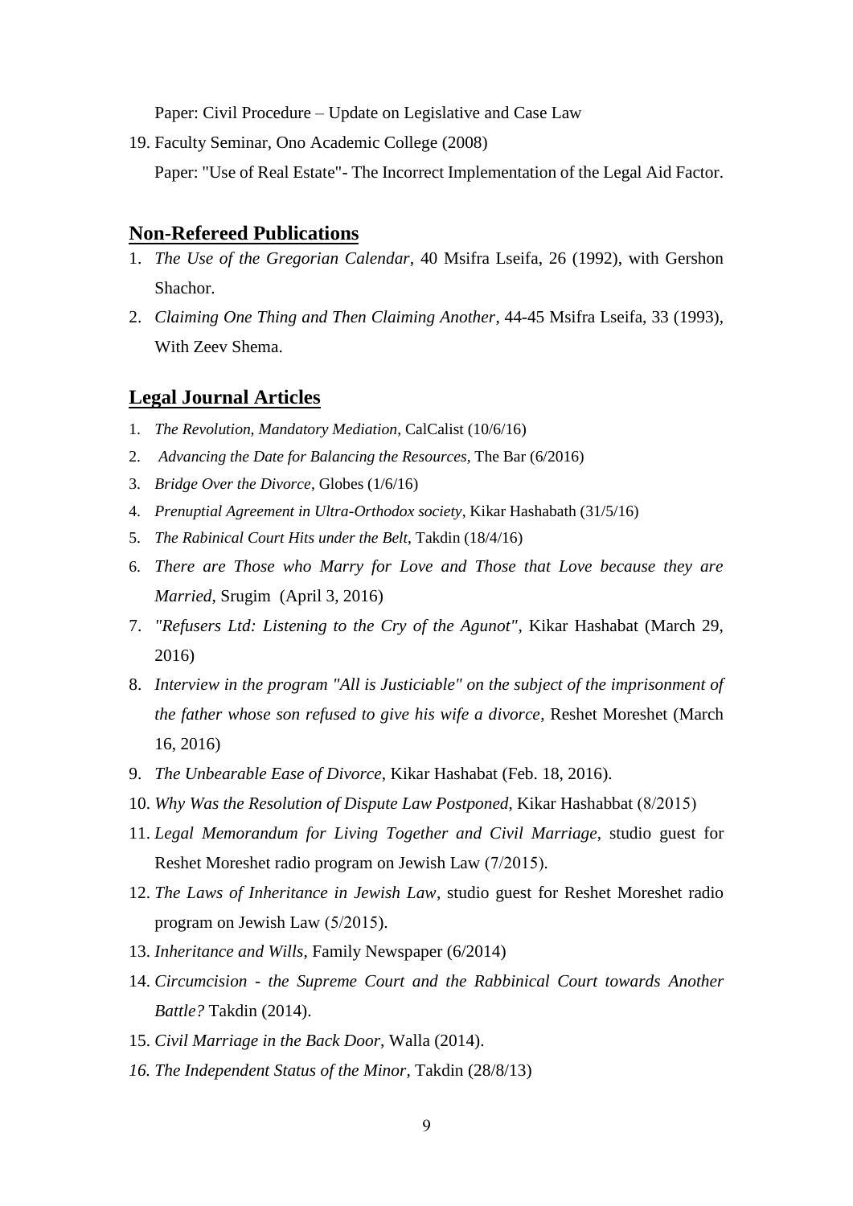Paper: Civil Procedure – Update on Legislative and Case Law

19. Faculty Seminar, Ono Academic College (2008)

    Paper: "Use of Real Estate"- The Incorrect Implementation of the Legal Aid Factor.

## Non-Refereed Publications

1. *The Use of the Gregorian Calendar*, 40 Msifra Lseifa, 26 (1992), with Gershon Shachor.
2. *Claiming One Thing and Then Claiming Another*, 44-45 Msifra Lseifa, 33 (1993), With Zeev Shema.

## Legal Journal Articles

1. *The Revolution, Mandatory Mediation*, CalCalist (10/6/16)
2. *Advancing the Date for Balancing the Resources*, The Bar (6/2016)
3. *Bridge Over the Divorce*, Globes (1/6/16)
4. *Prenuptial Agreement in Ultra-Orthodox society*, Kikar Hashabath (31/5/16)
5. *The Rabinical Court Hits under the Belt*, Takdin (18/4/16)
6. *There are Those who Marry for Love and Those that Love because they are Married*, Srugim (April 3, 2016)
7. *"Refusers Ltd: Listening to the Cry of the Agunot"*, Kikar Hashabat (March 29, 2016)
8. *Interview in the program "All is Justiciable" on the subject of the imprisonment of the father whose son refused to give his wife a divorce*, Reshet Moreshet (March 16, 2016)
9. *The Unbearable Ease of Divorce*, Kikar Hashabat (Feb. 18, 2016).
10. *Why Was the Resolution of Dispute Law Postponed*, Kikar Hashabbat (8/2015)
11. *Legal Memorandum for Living Together and Civil Marriage*, studio guest for Reshet Moreshet radio program on Jewish Law (7/2015).
12. *The Laws of Inheritance in Jewish Law*, studio guest for Reshet Moreshet radio program on Jewish Law (5/2015).
13. *Inheritance and Wills*, Family Newspaper (6/2014)
14. *Circumcision - the Supreme Court and the Rabbinical Court towards Another Battle?* Takdin (2014).
15. *Civil Marriage in the Back Door*, Walla (2014).
16. *The Independent Status of the Minor,* Takdin (28/8/13)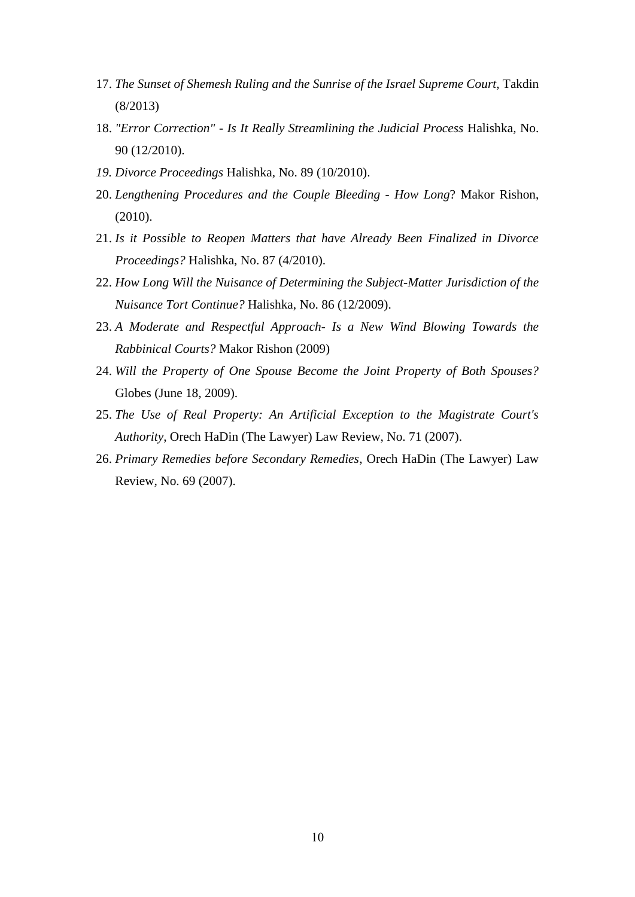17. *The Sunset of Shemesh Ruling and the Sunrise of the Israel Supreme Court,* Takdin (8/2013)
18. *"Error Correction" - Is It Really Streamlining the Judicial Process* Halishka, No. 90 (12/2010).
19. *Divorce Proceedings* Halishka, No. 89 (10/2010).
20. *Lengthening Procedures and the Couple Bleeding - How Long*? Makor Rishon, (2010).
21. *Is it Possible to Reopen Matters that have Already Been Finalized in Divorce Proceedings?* Halishka, No. 87 (4/2010).
22. *How Long Will the Nuisance of Determining the Subject-Matter Jurisdiction of the Nuisance Tort Continue?* Halishka, No. 86 (12/2009).
23. *A Moderate and Respectful Approach- Is a New Wind Blowing Towards the Rabbinical Courts?* Makor Rishon (2009)
24. *Will the Property of One Spouse Become the Joint Property of Both Spouses?* Globes (June 18, 2009).
25. *The Use of Real Property: An Artificial Exception to the Magistrate Court's Authority*, Orech HaDin (The Lawyer) Law Review, No. 71 (2007).
26. *Primary Remedies before Secondary Remedies*, Orech HaDin (The Lawyer) Law Review, No. 69 (2007).